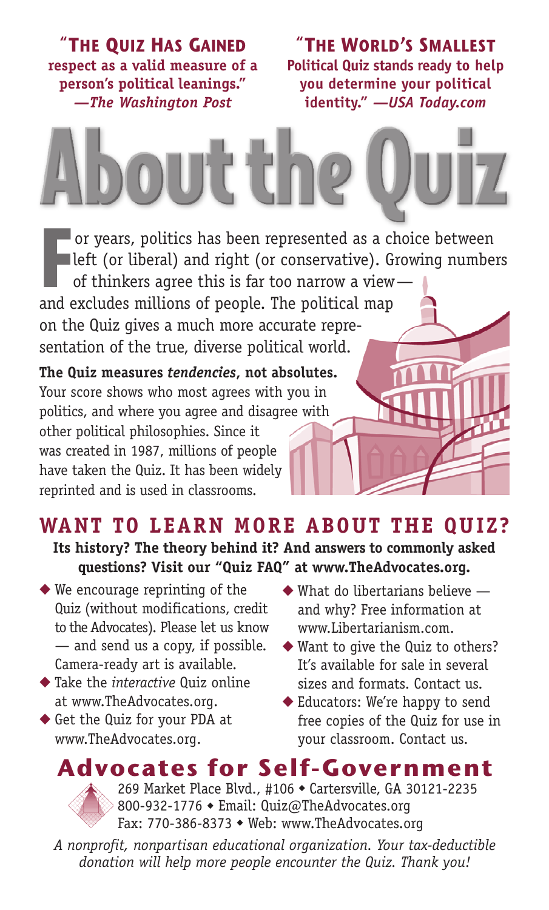"**THE QUIZ HAS GAINED** **respect as a valid measure of a person's political leanings."** ***—The Washington Post***

"**THE WORLD'S SMALLEST** **Political Quiz stands ready to help you determine your political identity."** ***—USA Today.com***

# About the Quiz

For years, politics has been represented as a choice between left (or liberal) and right (or conservative). Growing numbers of thinkers agree this is far too narrow a view— and excludes millions of people. The political map on the Quiz gives a much more accurate representation of the true, diverse political world.

**The Quiz measures *tendencies*, not absolutes.** Your score shows who most agrees with you in politics, and where you agree and disagree with other political philosophies. Since it was created in 1987, millions of people have taken the Quiz. It has been widely reprinted and is used in classrooms.

## WANT TO LEARN MORE ABOUT THE QUIZ?

**Its history? The theory behind it? And answers to commonly asked questions? Visit our "Quiz FAQ" at www.TheAdvocates.org.**

- We encourage reprinting of the Quiz (without modifications, credit to the Advocates). Please let us know — and send us a copy, if possible. Camera-ready art is available.
- Take the *interactive* Quiz online at www.TheAdvocates.org.
- Get the Quiz for your PDA at www.TheAdvocates.org.
- What do libertarians believe — and why? Free information at www.Libertarianism.com.
- Want to give the Quiz to others? It's available for sale in several sizes and formats. Contact us.
- Educators: We're happy to send free copies of the Quiz for use in your classroom. Contact us.

## Advocates for Self-Government

269 Market Place Blvd., #106 • Cartersville, GA 30121-2235
800-932-1776 • Email: Quiz@TheAdvocates.org
Fax: 770-386-8373 • Web: www.TheAdvocates.org

*A nonprofit, nonpartisan educational organization. Your tax-deductible donation will help more people encounter the Quiz. Thank you!*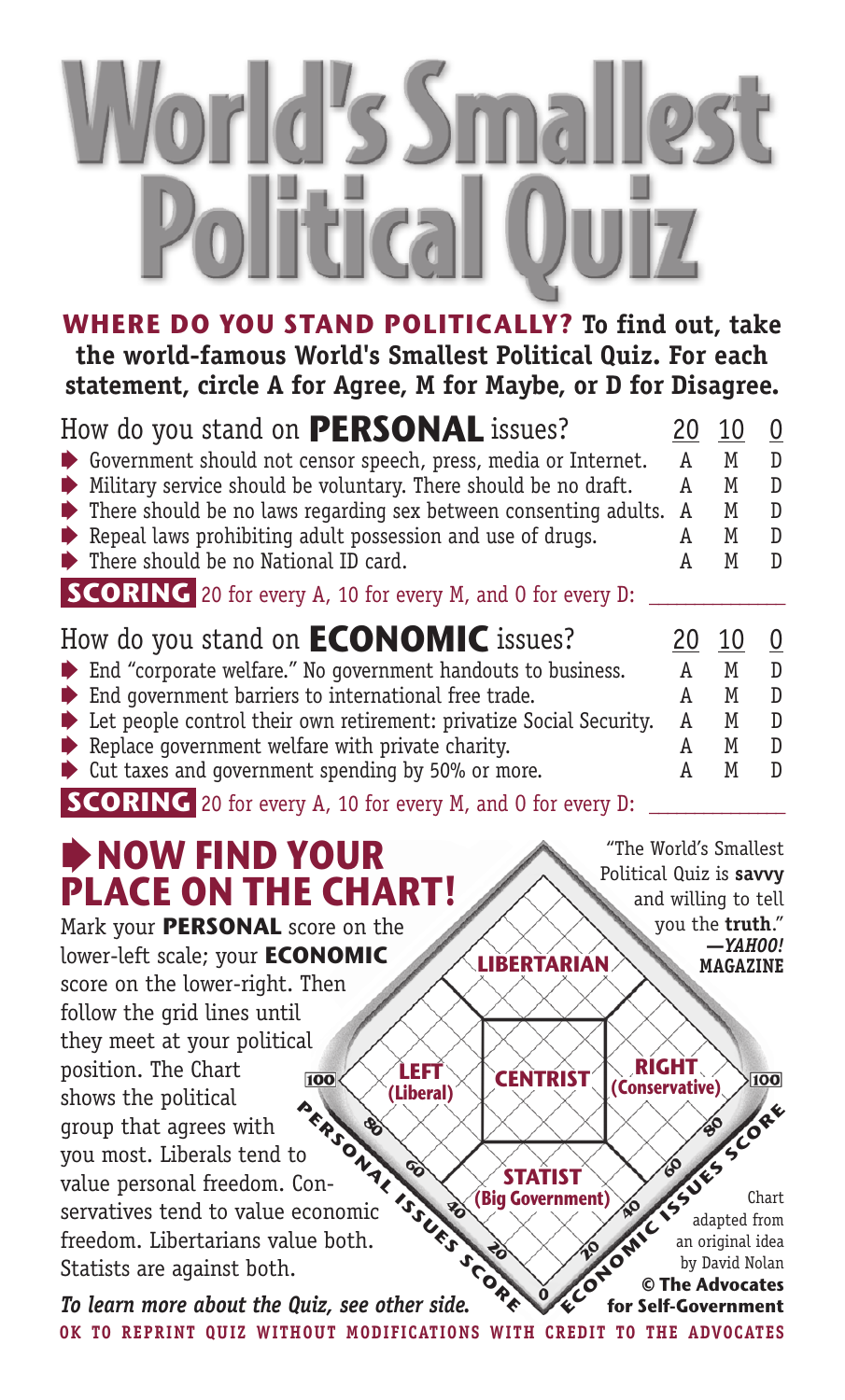# World's Smallest Political Quiz

**WHERE DO YOU STAND POLITICALLY? To find out, take the world-famous World's Smallest Political Quiz. For each statement, circle A for Agree, M for Maybe, or D for Disagree.**

| How do you stand on **PERSONAL** issues? | 20 | 10 | 0 |
|---|---|---|---|
| Government should not censor speech, press, media or Internet. | A | M | D |
| Military service should be voluntary. There should be no draft. | A | M | D |
| There should be no laws regarding sex between consenting adults. | A | M | D |
| Repeal laws prohibiting adult possession and use of drugs. | A | M | D |
| There should be no National ID card. | A | M | D |

**SCORING** 20 for every A, 10 for every M, and 0 for every D: ________

| How do you stand on **ECONOMIC** issues? | 20 | 10 | 0 |
|---|---|---|---|
| End "corporate welfare." No government handouts to business. | A | M | D |
| End government barriers to international free trade. | A | M | D |
| Let people control their own retirement: privatize Social Security. | A | M | D |
| Replace government welfare with private charity. | A | M | D |
| Cut taxes and government spending by 50% or more. | A | M | D |

**SCORING** 20 for every A, 10 for every M, and 0 for every D: ________

## NOW FIND YOUR PLACE ON THE CHART!

Mark your **PERSONAL** score on the lower-left scale; your **ECONOMIC** score on the lower-right. Then follow the grid lines until they meet at your political position. The Chart shows the political group that agrees with you most. Liberals tend to value personal freedom. Conservatives tend to value economic freedom. Libertarians value both. Statists are against both.

LIBERTARIAN

LEFT (Liberal)

CENTRIST

RIGHT (Conservative)

STATIST (Big Government)

PERSONAL ISSUES SCORE

100 80 60 40 20 0

ECONOMIC ISSUES SCORE

0 20 40 60 80 100

"The World's Smallest Political Quiz is **savvy** and willing to tell you the **truth**."
—*YAHOO!* MAGAZINE

Chart adapted from an original idea by David Nolan

**© The Advocates for Self-Government**

***To learn more about the Quiz, see other side.***

**OK TO REPRINT QUIZ WITHOUT MODIFICATIONS WITH CREDIT TO THE ADVOCATES**